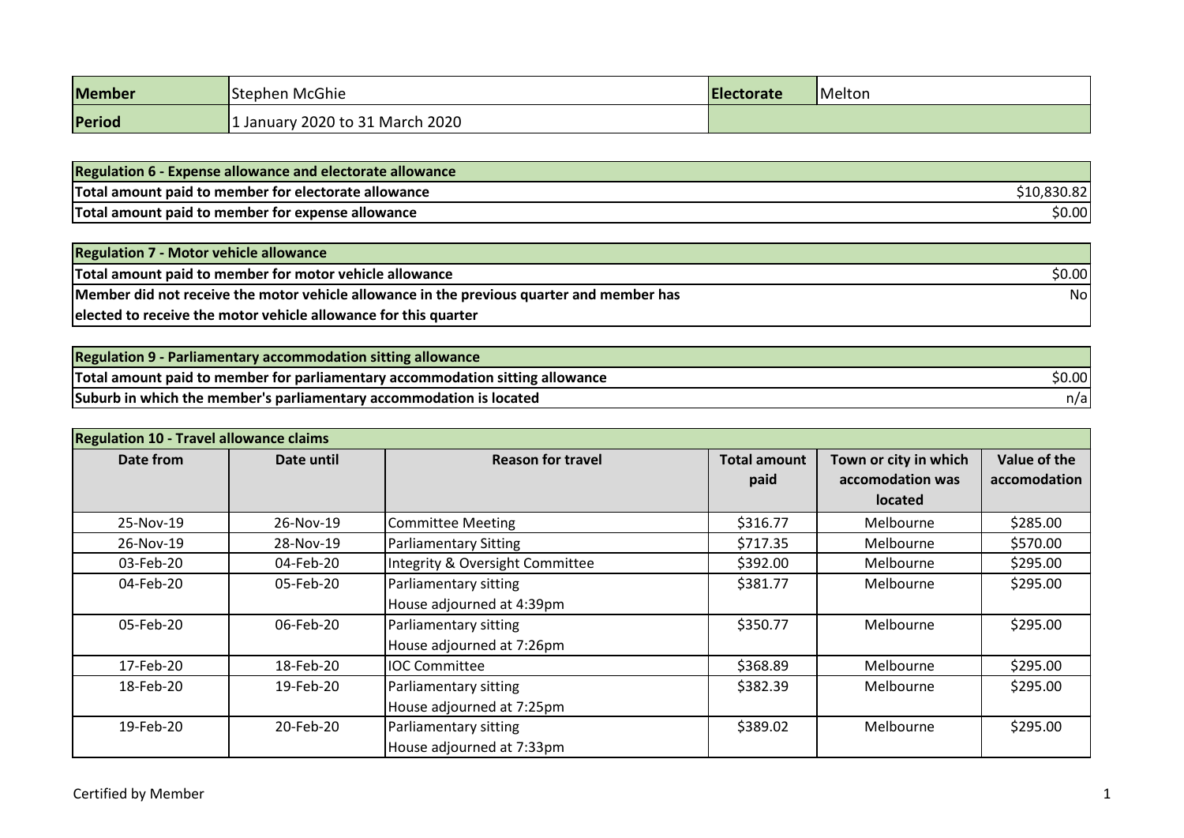| Member | Stephen McGhie | Electorate | Melton |
|---|---|---|---|
| Period | 1 January 2020 to 31 March 2020 | | |

| Regulation 6 - Expense allowance and electorate allowance | |
|---|---|
| Total amount paid to member for electorate allowance | $10,830.82 |
| Total amount paid to member for expense allowance | $0.00 |

| Regulation 7 - Motor vehicle allowance | |
|---|---|
| Total amount paid to member for motor vehicle allowance | $0.00 |
| Member did not receive the motor vehicle allowance in the previous quarter and member has elected to receive the motor vehicle allowance for this quarter | No |

| Regulation 9 - Parliamentary accommodation sitting allowance | |
|---|---|
| Total amount paid to member for parliamentary accommodation sitting allowance | $0.00 |
| Suburb in which the member's parliamentary accommodation is located | n/a |

**Regulation 10 - Travel allowance claims**

| Date from | Date until | Reason for travel | Total amount paid | Town or city in which accomodation was located | Value of the accomodation |
|---|---|---|---|---|---|
| 25-Nov-19 | 26-Nov-19 | Committee Meeting | $316.77 | Melbourne | $285.00 |
| 26-Nov-19 | 28-Nov-19 | Parliamentary Sitting | $717.35 | Melbourne | $570.00 |
| 03-Feb-20 | 04-Feb-20 | Integrity & Oversight Committee | $392.00 | Melbourne | $295.00 |
| 04-Feb-20 | 05-Feb-20 | Parliamentary sitting House adjourned at 4:39pm | $381.77 | Melbourne | $295.00 |
| 05-Feb-20 | 06-Feb-20 | Parliamentary sitting House adjourned at 7:26pm | $350.77 | Melbourne | $295.00 |
| 17-Feb-20 | 18-Feb-20 | IOC Committee | $368.89 | Melbourne | $295.00 |
| 18-Feb-20 | 19-Feb-20 | Parliamentary sitting House adjourned at 7:25pm | $382.39 | Melbourne | $295.00 |
| 19-Feb-20 | 20-Feb-20 | Parliamentary sitting House adjourned at 7:33pm | $389.02 | Melbourne | $295.00 |

Certified by Member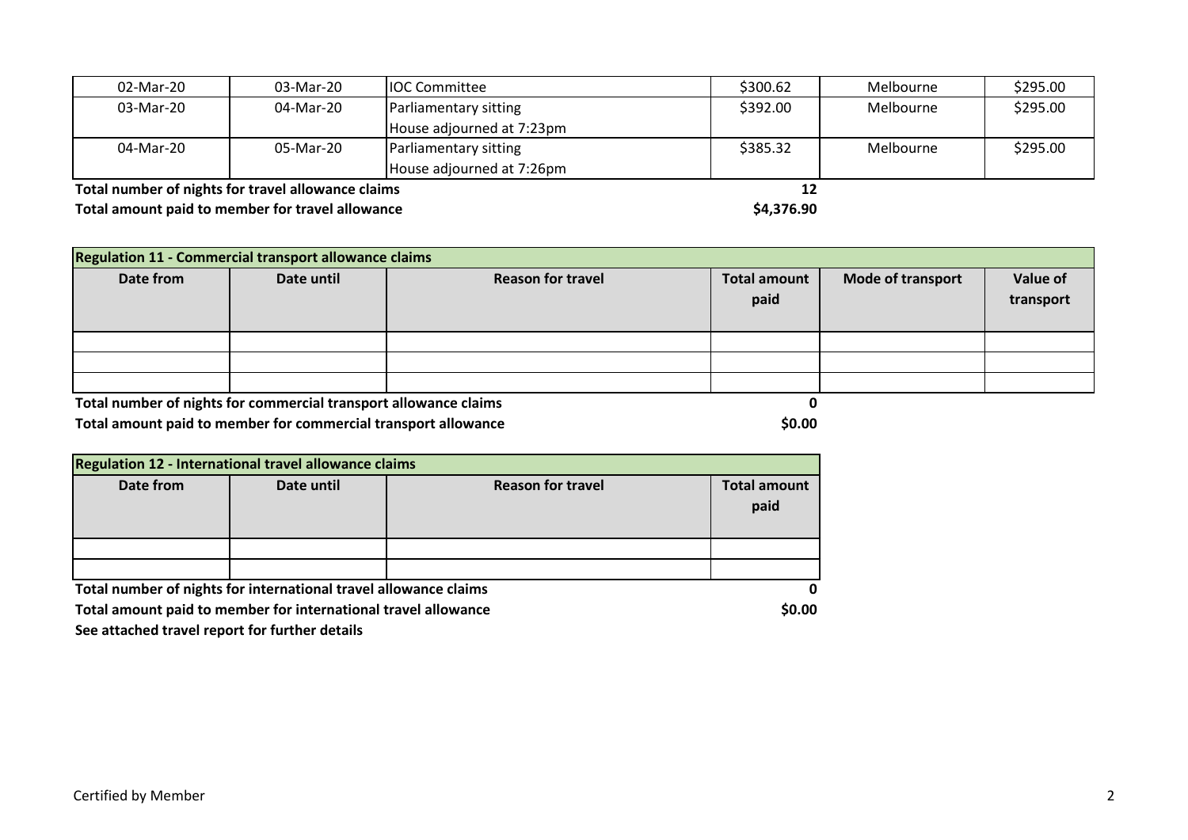| | | | | | |
|---|---|---|---|---|---|
| 02-Mar-20 | 03-Mar-20 | IOC Committee | $300.62 | Melbourne | $295.00 |
| 03-Mar-20 | 04-Mar-20 | Parliamentary sitting<br>House adjourned at 7:23pm | $392.00 | Melbourne | $295.00 |
| 04-Mar-20 | 05-Mar-20 | Parliamentary sitting<br>House adjourned at 7:26pm | $385.32 | Melbourne | $295.00 |

**Total number of nights for travel allowance claims** **12**

**Total amount paid to member for travel allowance** **$4,376.90**

**Regulation 11 - Commercial transport allowance claims**

| Date from | Date until | Reason for travel | Total amount paid | Mode of transport | Value of transport |
|---|---|---|---|---|---|
| | | | | | |
| | | | | | |
| | | | | | |

**Total number of nights for commercial transport allowance claims** **0**

**Total amount paid to member for commercial transport allowance** **$0.00**

**Regulation 12 - International travel allowance claims**

| Date from | Date until | Reason for travel | Total amount paid |
|---|---|---|---|
| | | | |
| | | | |

**Total number of nights for international travel allowance claims** **0**

**Total amount paid to member for international travel allowance** **$0.00**

**See attached travel report for further details**

Certified by Member